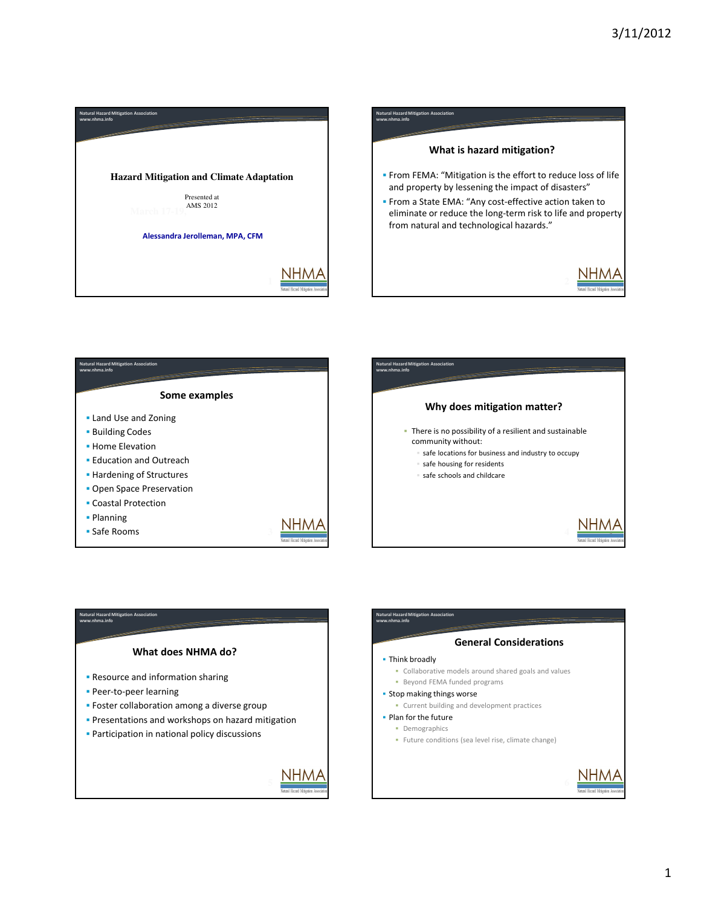# Hazard Mitigation and Climate Adaptation

Presented at
AMS 2012

March 17-19,

**Alessandra Jerolleman, MPA, CFM**

## What is hazard mitigation?

- From FEMA: "Mitigation is the effort to reduce loss of life and property by lessening the impact of disasters"
- From a State EMA: "Any cost-effective action taken to eliminate or reduce the long-term risk to life and property from natural and technological hazards."

## Some examples

- Land Use and Zoning
- Building Codes
- Home Elevation
- Education and Outreach
- Hardening of Structures
- Open Space Preservation
- Coastal Protection
- Planning
- Safe Rooms

## Why does mitigation matter?

- There is no possibility of a resilient and sustainable community without:
  - safe locations for business and industry to occupy
  - safe housing for residents
  - safe schools and childcare

## What does NHMA do?

- Resource and information sharing
- Peer-to-peer learning
- Foster collaboration among a diverse group
- Presentations and workshops on hazard mitigation
- Participation in national policy discussions

## General Considerations

- Think broadly
  - Collaborative models around shared goals and values
  - Beyond FEMA funded programs
- Stop making things worse
  - Current building and development practices
- Plan for the future
  - Demographics
  - Future conditions (sea level rise, climate change)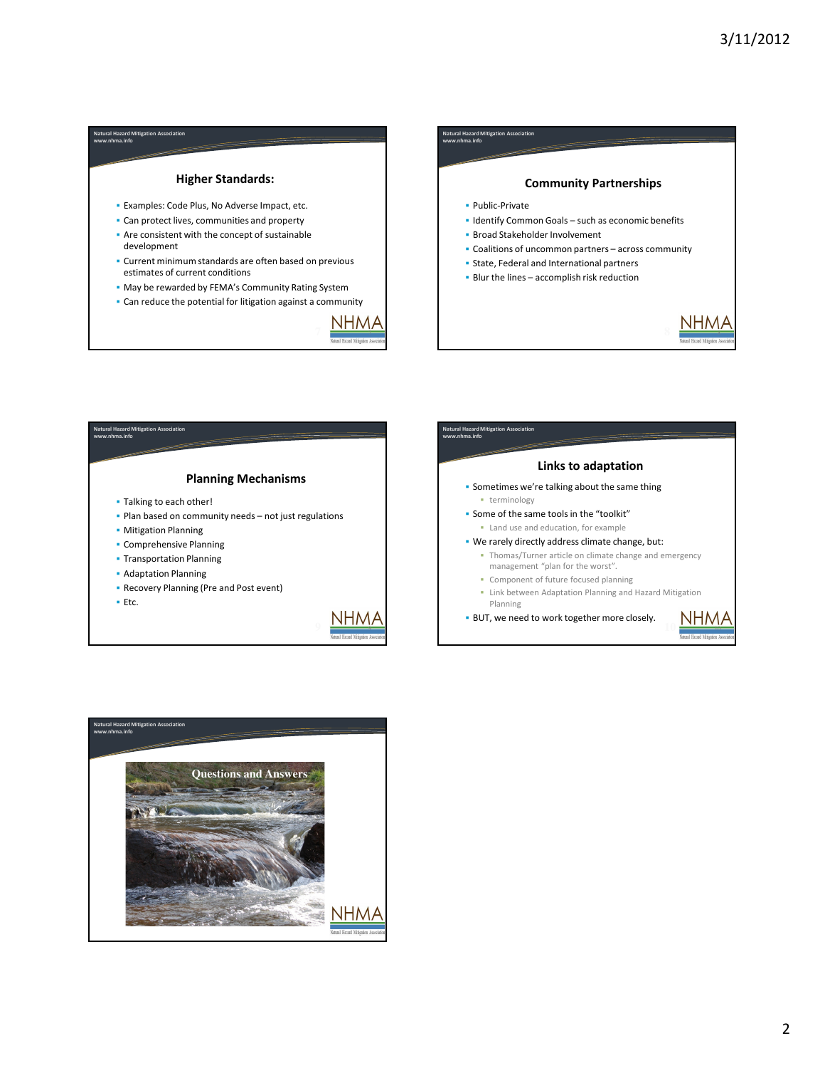## Higher Standards:

- Examples: Code Plus, No Adverse Impact, etc.
- Can protect lives, communities and property
- Are consistent with the concept of sustainable development
- Current minimum standards are often based on previous estimates of current conditions
- May be rewarded by FEMA's Community Rating System
- Can reduce the potential for litigation against a community

## Community Partnerships

- Public-Private
- Identify Common Goals – such as economic benefits
- Broad Stakeholder Involvement
- Coalitions of uncommon partners – across community
- State, Federal and International partners
- Blur the lines – accomplish risk reduction

## Planning Mechanisms

- Talking to each other!
- Plan based on community needs – not just regulations
- Mitigation Planning
- Comprehensive Planning
- Transportation Planning
- Adaptation Planning
- Recovery Planning (Pre and Post event)
- Etc.

## Links to adaptation

- Sometimes we're talking about the same thing
  - terminology
- Some of the same tools in the "toolkit"
  - Land use and education, for example
- We rarely directly address climate change, but:
  - Thomas/Turner article on climate change and emergency management "plan for the worst".
  - Component of future focused planning
  - Link between Adaptation Planning and Hazard Mitigation Planning
- BUT, we need to work together more closely.

## Questions and Answers